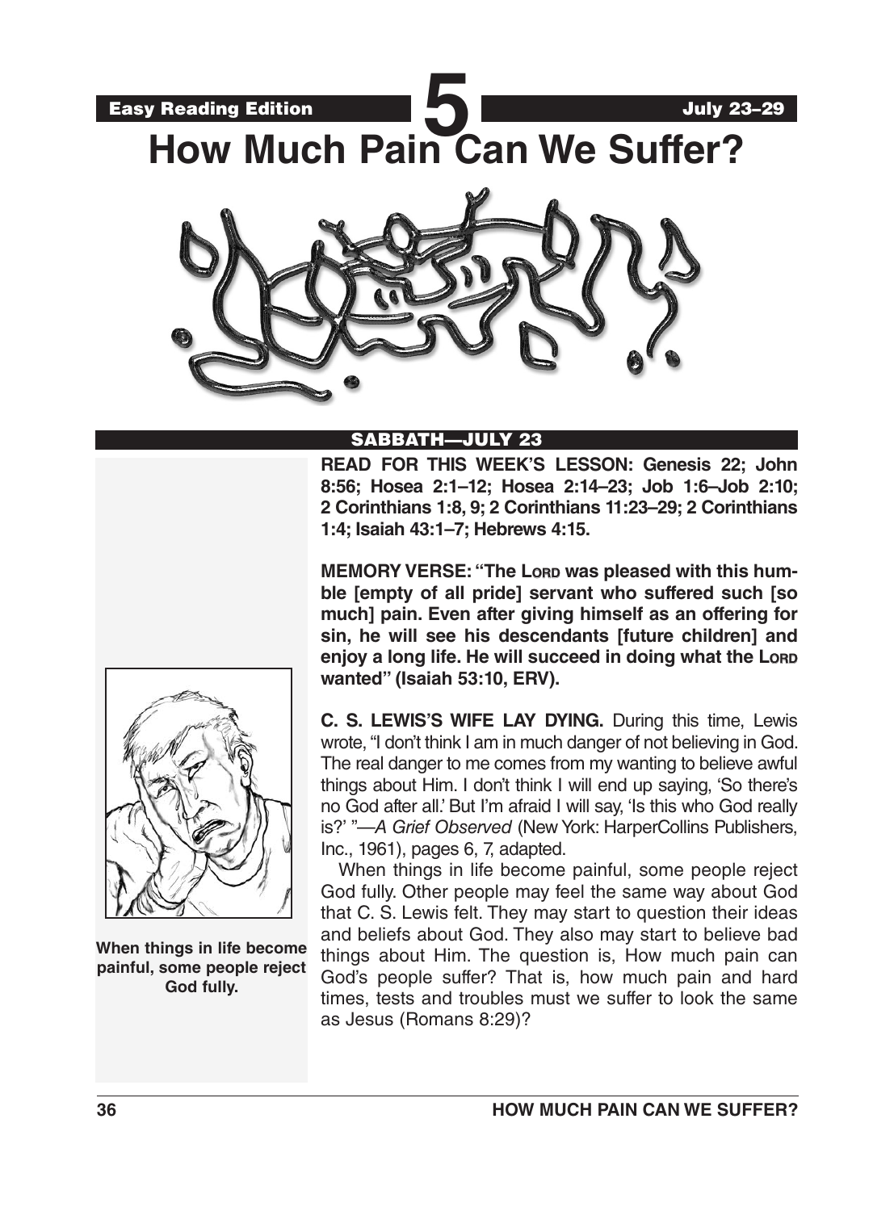Easy Reading Edition **5** July 23–29

# How Much Pain Can We Suffer?

## SABBATH—JULY 23

**READ FOR THIS WEEK'S LESSON: Genesis 22; John 8:56; Hosea 2:1–12; Hosea 2:14–23; Job 1:6–Job 2:10; 2 Corinthians 1:8, 9; 2 Corinthians 11:23–29; 2 Corinthians 1:4; Isaiah 43:1–7; Hebrews 4:15.**

**MEMORY VERSE: "The LORD was pleased with this humble [empty of all pride] servant who suffered such [so much] pain. Even after giving himself as an offering for sin, he will see his descendants [future children] and enjoy a long life. He will succeed in doing what the LORD wanted" (Isaiah 53:10, ERV).**

**C. S. LEWIS'S WIFE LAY DYING.** During this time, Lewis wrote, "I don't think I am in much danger of not believing in God. The real danger to me comes from my wanting to believe awful things about Him. I don't think I will end up saying, 'So there's no God after all.' But I'm afraid I will say, 'Is this who God really is?' "—*A Grief Observed* (New York: HarperCollins Publishers, Inc., 1961), pages 6, 7, adapted.

When things in life become painful, some people reject God fully. Other people may feel the same way about God that C. S. Lewis felt. They may start to question their ideas and beliefs about God. They also may start to believe bad things about Him. The question is, How much pain can God's people suffer? That is, how much pain and hard times, tests and troubles must we suffer to look the same as Jesus (Romans 8:29)?

**When things in life become painful, some people reject God fully.**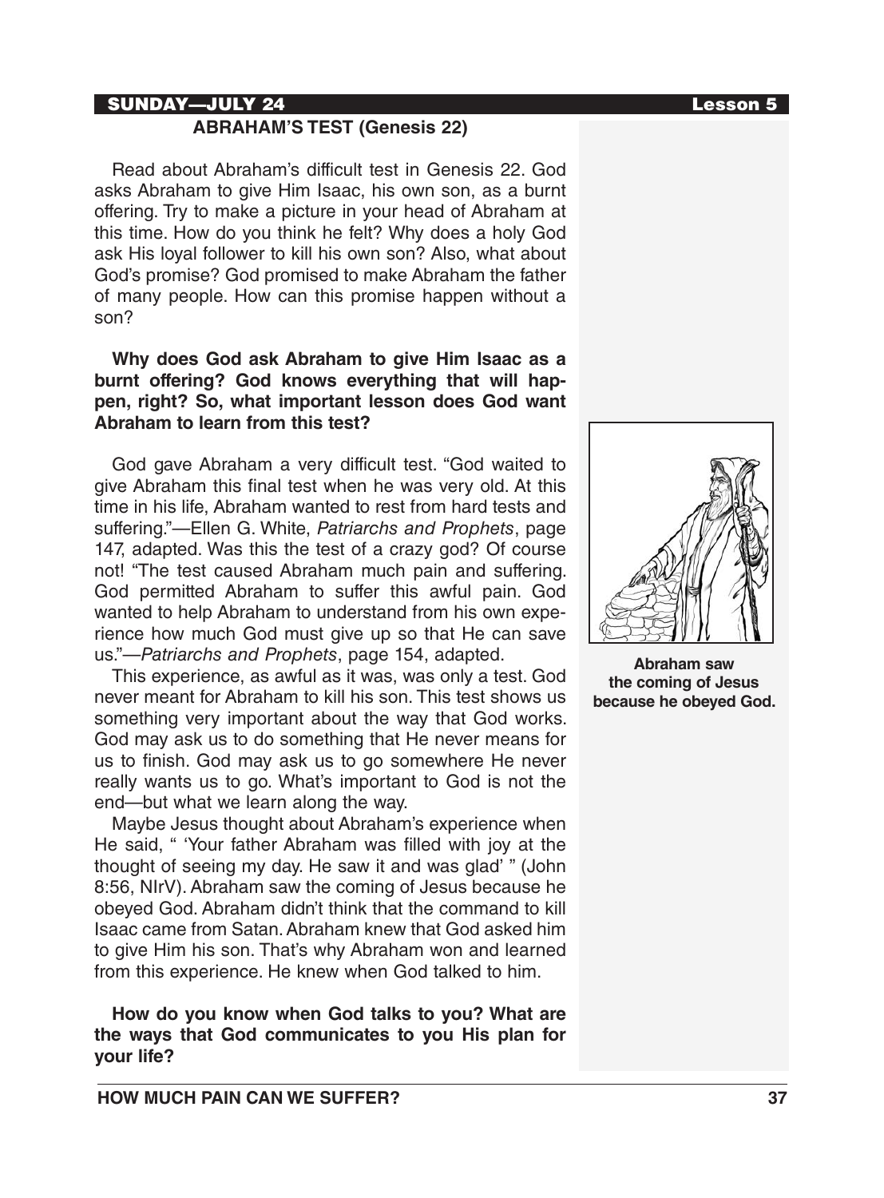**SUNDAY—JULY 24**

## ABRAHAM'S TEST (Genesis 22)

Read about Abraham's difficult test in Genesis 22. God asks Abraham to give Him Isaac, his own son, as a burnt offering. Try to make a picture in your head of Abraham at this time. How do you think he felt? Why does a holy God ask His loyal follower to kill his own son? Also, what about God's promise? God promised to make Abraham the father of many people. How can this promise happen without a son?

**Why does God ask Abraham to give Him Isaac as a burnt offering? God knows everything that will happen, right? So, what important lesson does God want Abraham to learn from this test?**

God gave Abraham a very difficult test. "God waited to give Abraham this final test when he was very old. At this time in his life, Abraham wanted to rest from hard tests and suffering."—Ellen G. White, *Patriarchs and Prophets*, page 147, adapted. Was this the test of a crazy god? Of course not! "The test caused Abraham much pain and suffering. God permitted Abraham to suffer this awful pain. God wanted to help Abraham to understand from his own experience how much God must give up so that He can save us."—*Patriarchs and Prophets*, page 154, adapted.

This experience, as awful as it was, was only a test. God never meant for Abraham to kill his son. This test shows us something very important about the way that God works. God may ask us to do something that He never means for us to finish. God may ask us to go somewhere He never really wants us to go. What's important to God is not the end—but what we learn along the way.

Maybe Jesus thought about Abraham's experience when He said, " 'Your father Abraham was filled with joy at the thought of seeing my day. He saw it and was glad' " (John 8:56, NIrV). Abraham saw the coming of Jesus because he obeyed God. Abraham didn't think that the command to kill Isaac came from Satan. Abraham knew that God asked him to give Him his son. That's why Abraham won and learned from this experience. He knew when God talked to him.

**Abraham saw the coming of Jesus because he obeyed God.**

**How do you know when God talks to you? What are the ways that God communicates to you His plan for your life?**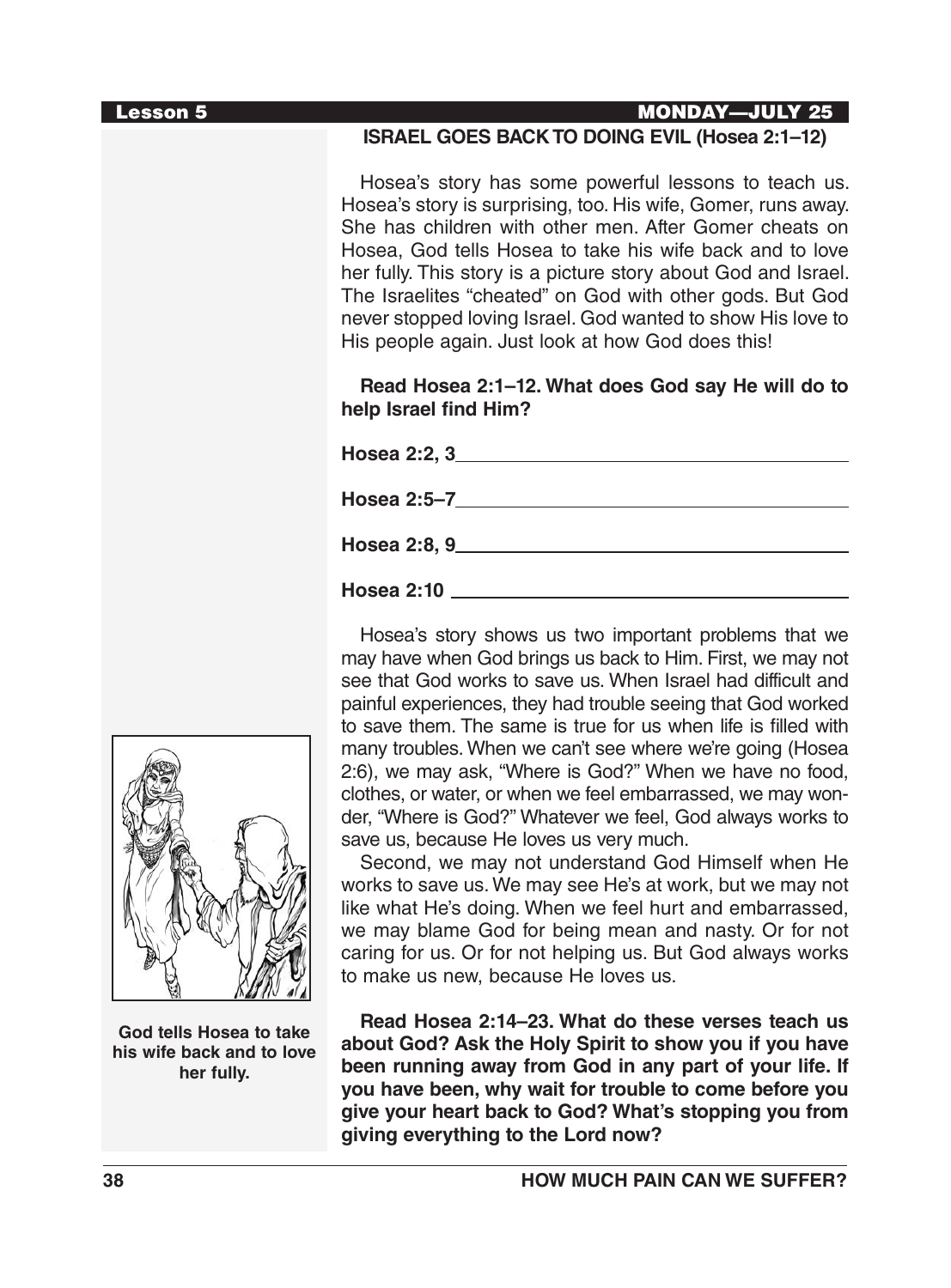## ISRAEL GOES BACK TO DOING EVIL (Hosea 2:1–12)

Hosea's story has some powerful lessons to teach us. Hosea's story is surprising, too. His wife, Gomer, runs away. She has children with other men. After Gomer cheats on Hosea, God tells Hosea to take his wife back and to love her fully. This story is a picture story about God and Israel. The Israelites "cheated" on God with other gods. But God never stopped loving Israel. God wanted to show His love to His people again. Just look at how God does this!

**Read Hosea 2:1–12. What does God say He will do to help Israel find Him?**

**Hosea 2:2, 3** ____________________________________

**Hosea 2:5–7** ____________________________________

**Hosea 2:8, 9** ____________________________________

**Hosea 2:10** ____________________________________

Hosea's story shows us two important problems that we may have when God brings us back to Him. First, we may not see that God works to save us. When Israel had difficult and painful experiences, they had trouble seeing that God worked to save them. The same is true for us when life is filled with many troubles. When we can't see where we're going (Hosea 2:6), we may ask, "Where is God?" When we have no food, clothes, or water, or when we feel embarrassed, we may wonder, "Where is God?" Whatever we feel, God always works to save us, because He loves us very much.

Second, we may not understand God Himself when He works to save us. We may see He's at work, but we may not like what He's doing. When we feel hurt and embarrassed, we may blame God for being mean and nasty. Or for not caring for us. Or for not helping us. But God always works to make us new, because He loves us.

**God tells Hosea to take his wife back and to love her fully.**

**Read Hosea 2:14–23. What do these verses teach us about God? Ask the Holy Spirit to show you if you have been running away from God in any part of your life. If you have been, why wait for trouble to come before you give your heart back to God? What's stopping you from giving everything to the Lord now?**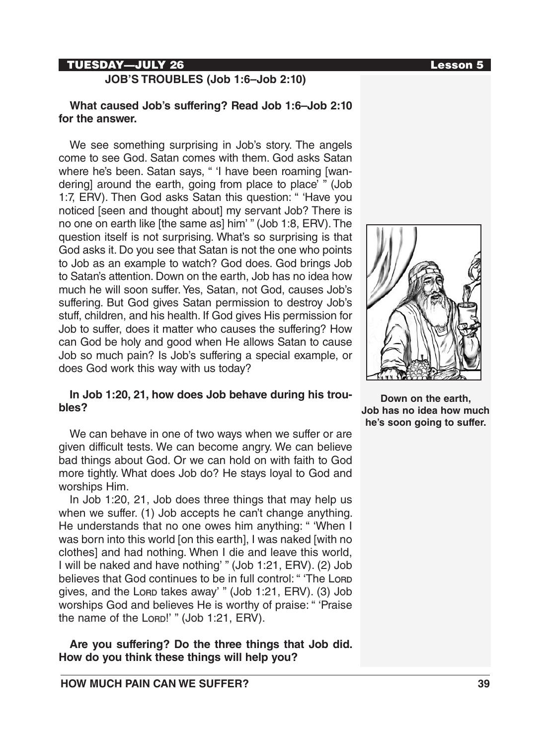TUESDAY—JULY 26

## JOB'S TROUBLES (Job 1:6–Job 2:10)

**What caused Job's suffering? Read Job 1:6–Job 2:10 for the answer.**

We see something surprising in Job's story. The angels come to see God. Satan comes with them. God asks Satan where he's been. Satan says, " 'I have been roaming [wandering] around the earth, going from place to place' " (Job 1:7, ERV). Then God asks Satan this question: " 'Have you noticed [seen and thought about] my servant Job? There is no one on earth like [the same as] him' " (Job 1:8, ERV). The question itself is not surprising. What's so surprising is that God asks it. Do you see that Satan is not the one who points to Job as an example to watch? God does. God brings Job to Satan's attention. Down on the earth, Job has no idea how much he will soon suffer. Yes, Satan, not God, causes Job's suffering. But God gives Satan permission to destroy Job's stuff, children, and his health. If God gives His permission for Job to suffer, does it matter who causes the suffering? How can God be holy and good when He allows Satan to cause Job so much pain? Is Job's suffering a special example, or does God work this way with us today?

**Down on the earth, Job has no idea how much he's soon going to suffer.**

**In Job 1:20, 21, how does Job behave during his troubles?**

We can behave in one of two ways when we suffer or are given difficult tests. We can become angry. We can believe bad things about God. Or we can hold on with faith to God more tightly. What does Job do? He stays loyal to God and worships Him.

In Job 1:20, 21, Job does three things that may help us when we suffer. (1) Job accepts he can't change anything. He understands that no one owes him anything: " 'When I was born into this world [on this earth], I was naked [with no clothes] and had nothing. When I die and leave this world, I will be naked and have nothing' " (Job 1:21, ERV). (2) Job believes that God continues to be in full control: " 'The LORD gives, and the LORD takes away' " (Job 1:21, ERV). (3) Job worships God and believes He is worthy of praise: " 'Praise the name of the LORD!' " (Job 1:21, ERV).

**Are you suffering? Do the three things that Job did. How do you think these things will help you?**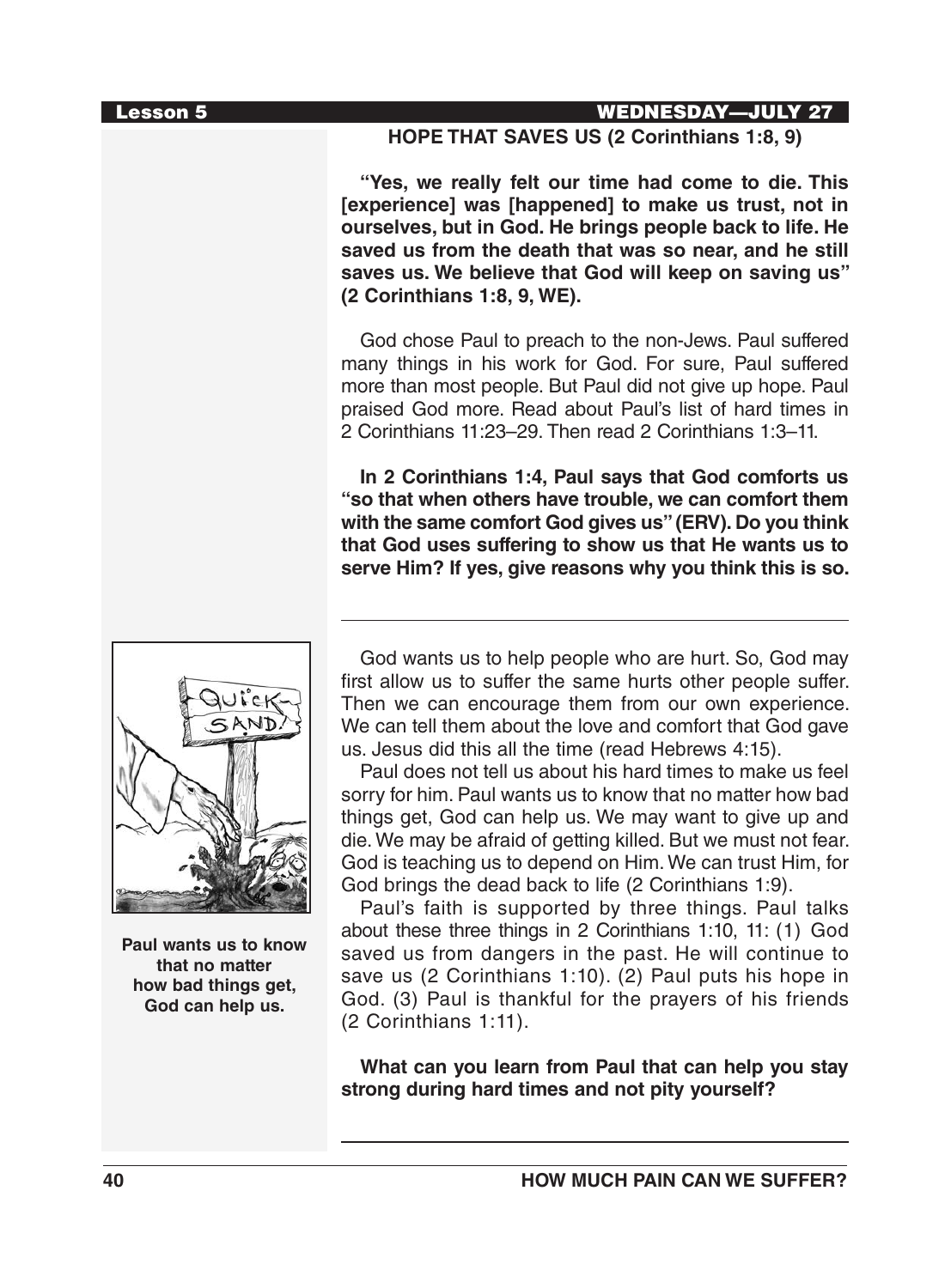## HOPE THAT SAVES US (2 Corinthians 1:8, 9)

**"Yes, we really felt our time had come to die. This [experience] was [happened] to make us trust, not in ourselves, but in God. He brings people back to life. He saved us from the death that was so near, and he still saves us. We believe that God will keep on saving us" (2 Corinthians 1:8, 9, WE).**

God chose Paul to preach to the non-Jews. Paul suffered many things in his work for God. For sure, Paul suffered more than most people. But Paul did not give up hope. Paul praised God more. Read about Paul's list of hard times in 2 Corinthians 11:23–29. Then read 2 Corinthians 1:3–11.

**In 2 Corinthians 1:4, Paul says that God comforts us "so that when others have trouble, we can comfort them with the same comfort God gives us" (ERV). Do you think that God uses suffering to show us that He wants us to serve Him? If yes, give reasons why you think this is so.**

---

God wants us to help people who are hurt. So, God may first allow us to suffer the same hurts other people suffer. Then we can encourage them from our own experience. We can tell them about the love and comfort that God gave us. Jesus did this all the time (read Hebrews 4:15).

Paul does not tell us about his hard times to make us feel sorry for him. Paul wants us to know that no matter how bad things get, God can help us. We may want to give up and die. We may be afraid of getting killed. But we must not fear. God is teaching us to depend on Him. We can trust Him, for God brings the dead back to life (2 Corinthians 1:9).

Paul's faith is supported by three things. Paul talks about these three things in 2 Corinthians 1:10, 11: (1) God saved us from dangers in the past. He will continue to save us (2 Corinthians 1:10). (2) Paul puts his hope in God. (3) Paul is thankful for the prayers of his friends (2 Corinthians 1:11).

**Paul wants us to know that no matter how bad things get, God can help us.**

**What can you learn from Paul that can help you stay strong during hard times and not pity yourself?**

---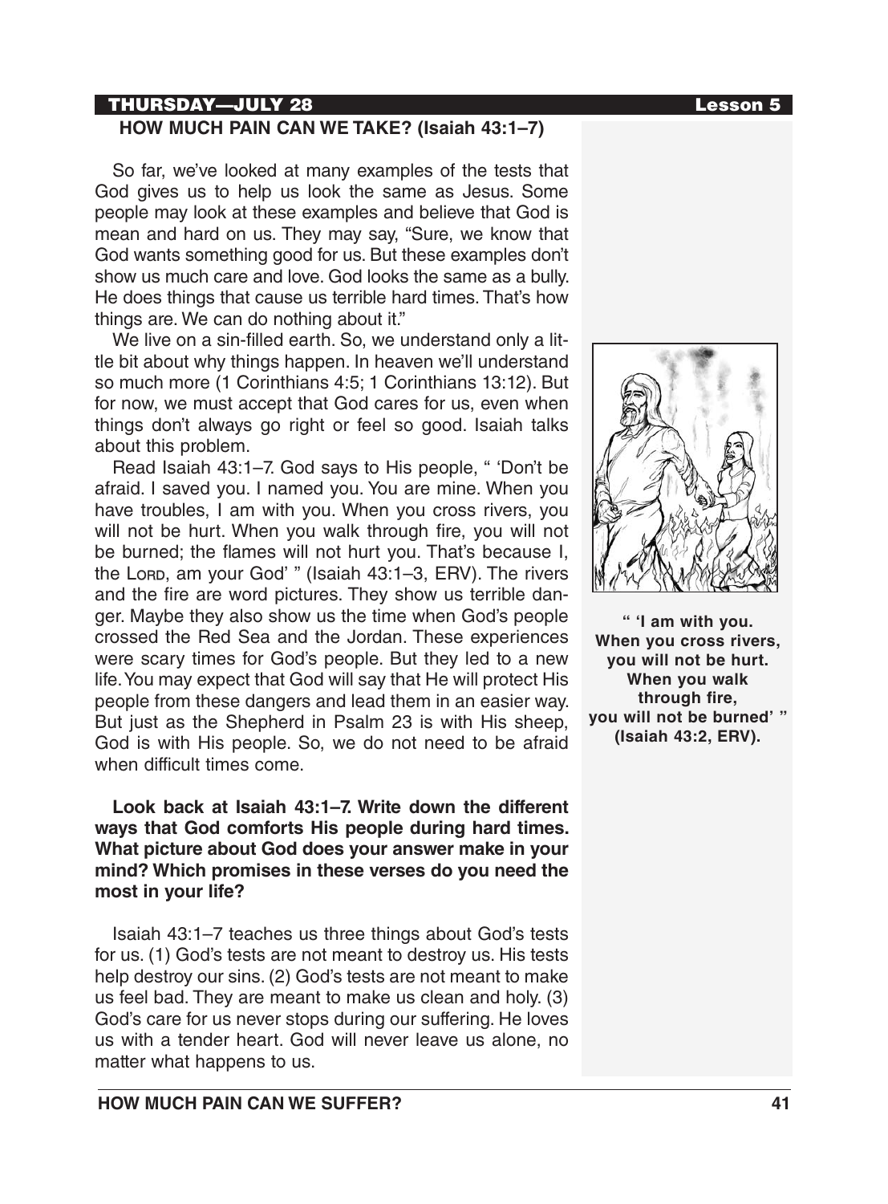## HOW MUCH PAIN CAN WE TAKE? (Isaiah 43:1–7)

So far, we've looked at many examples of the tests that God gives us to help us look the same as Jesus. Some people may look at these examples and believe that God is mean and hard on us. They may say, "Sure, we know that God wants something good for us. But these examples don't show us much care and love. God looks the same as a bully. He does things that cause us terrible hard times. That's how things are. We can do nothing about it."

We live on a sin-filled earth. So, we understand only a little bit about why things happen. In heaven we'll understand so much more (1 Corinthians 4:5; 1 Corinthians 13:12). But for now, we must accept that God cares for us, even when things don't always go right or feel so good. Isaiah talks about this problem.

Read Isaiah 43:1–7. God says to His people, " 'Don't be afraid. I saved you. I named you. You are mine. When you have troubles, I am with you. When you cross rivers, you will not be hurt. When you walk through fire, you will not be burned; the flames will not hurt you. That's because I, the LORD, am your God' " (Isaiah 43:1–3, ERV). The rivers and the fire are word pictures. They show us terrible danger. Maybe they also show us the time when God's people crossed the Red Sea and the Jordan. These experiences were scary times for God's people. But they led to a new life. You may expect that God will say that He will protect His people from these dangers and lead them in an easier way. But just as the Shepherd in Psalm 23 is with His sheep, God is with His people. So, we do not need to be afraid when difficult times come.

**" 'I am with you. When you cross rivers, you will not be hurt. When you walk through fire, you will not be burned' " (Isaiah 43:2, ERV).**

**Look back at Isaiah 43:1–7. Write down the different ways that God comforts His people during hard times. What picture about God does your answer make in your mind? Which promises in these verses do you need the most in your life?**

Isaiah 43:1–7 teaches us three things about God's tests for us. (1) God's tests are not meant to destroy us. His tests help destroy our sins. (2) God's tests are not meant to make us feel bad. They are meant to make us clean and holy. (3) God's care for us never stops during our suffering. He loves us with a tender heart. God will never leave us alone, no matter what happens to us.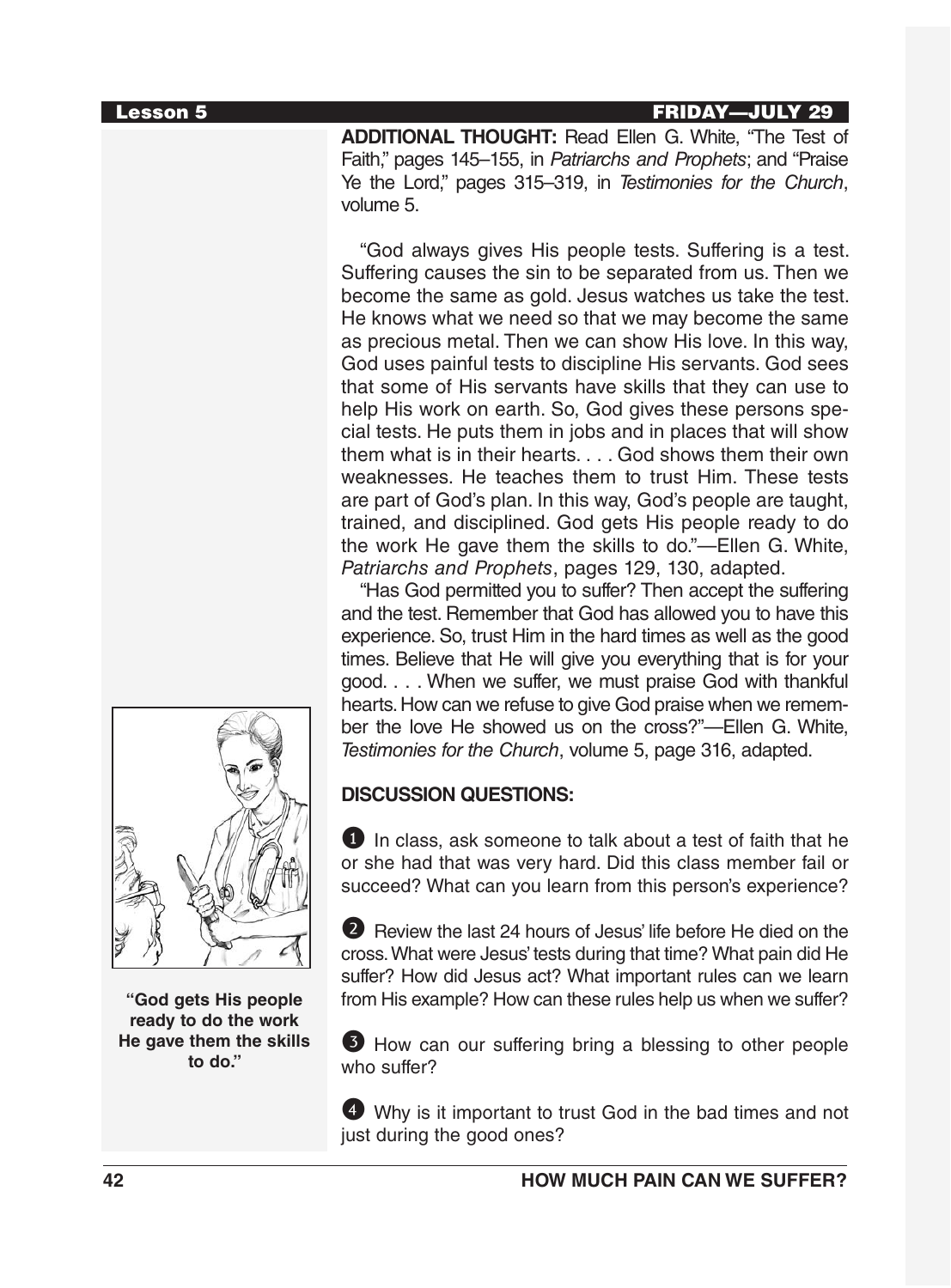**Lesson 5** **FRIDAY—JULY 29**

**ADDITIONAL THOUGHT:** Read Ellen G. White, "The Test of Faith," pages 145–155, in *Patriarchs and Prophets*; and "Praise Ye the Lord," pages 315–319, in *Testimonies for the Church*, volume 5.

"God always gives His people tests. Suffering is a test. Suffering causes the sin to be separated from us. Then we become the same as gold. Jesus watches us take the test. He knows what we need so that we may become the same as precious metal. Then we can show His love. In this way, God uses painful tests to discipline His servants. God sees that some of His servants have skills that they can use to help His work on earth. So, God gives these persons special tests. He puts them in jobs and in places that will show them what is in their hearts. . . . God shows them their own weaknesses. He teaches them to trust Him. These tests are part of God's plan. In this way, God's people are taught, trained, and disciplined. God gets His people ready to do the work He gave them the skills to do."—Ellen G. White, *Patriarchs and Prophets*, pages 129, 130, adapted.

"Has God permitted you to suffer? Then accept the suffering and the test. Remember that God has allowed you to have this experience. So, trust Him in the hard times as well as the good times. Believe that He will give you everything that is for your good. . . . When we suffer, we must praise God with thankful hearts. How can we refuse to give God praise when we remember the love He showed us on the cross?"—Ellen G. White, *Testimonies for the Church*, volume 5, page 316, adapted.

**"God gets His people ready to do the work He gave them the skills to do."**

**DISCUSSION QUESTIONS:**

1. In class, ask someone to talk about a test of faith that he or she had that was very hard. Did this class member fail or succeed? What can you learn from this person's experience?

2. Review the last 24 hours of Jesus' life before He died on the cross. What were Jesus' tests during that time? What pain did He suffer? How did Jesus act? What important rules can we learn from His example? How can these rules help us when we suffer?

3. How can our suffering bring a blessing to other people who suffer?

4. Why is it important to trust God in the bad times and not just during the good ones?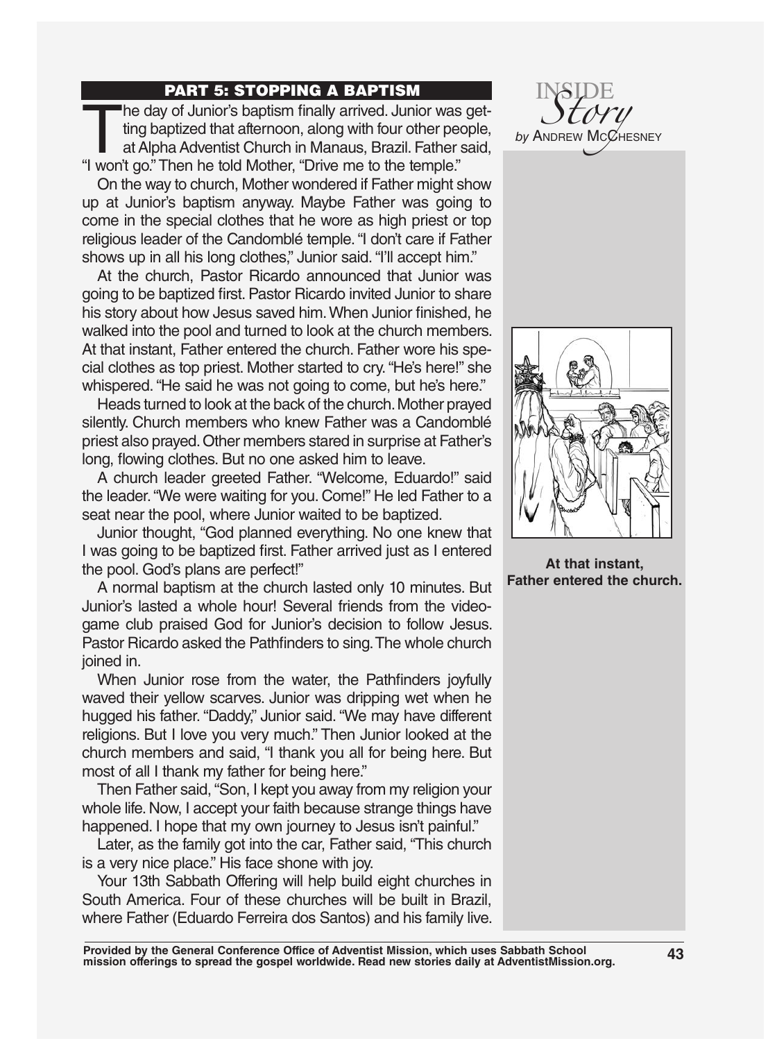## PART 5: STOPPING A BAPTISM

*Inside Story* by Andrew McChesney

The day of Junior's baptism finally arrived. Junior was getting baptized that afternoon, along with four other people, at Alpha Adventist Church in Manaus, Brazil. Father said, "I won't go." Then he told Mother, "Drive me to the temple."

On the way to church, Mother wondered if Father might show up at Junior's baptism anyway. Maybe Father was going to come in the special clothes that he wore as high priest or top religious leader of the Candomblé temple. "I don't care if Father shows up in all his long clothes," Junior said. "I'll accept him."

At the church, Pastor Ricardo announced that Junior was going to be baptized first. Pastor Ricardo invited Junior to share his story about how Jesus saved him. When Junior finished, he walked into the pool and turned to look at the church members. At that instant, Father entered the church. Father wore his special clothes as top priest. Mother started to cry. "He's here!" she whispered. "He said he was not going to come, but he's here."

Heads turned to look at the back of the church. Mother prayed silently. Church members who knew Father was a Candomblé priest also prayed. Other members stared in surprise at Father's long, flowing clothes. But no one asked him to leave.

A church leader greeted Father. "Welcome, Eduardo!" said the leader. "We were waiting for you. Come!" He led Father to a seat near the pool, where Junior waited to be baptized.

Junior thought, "God planned everything. No one knew that I was going to be baptized first. Father arrived just as I entered the pool. God's plans are perfect!"

A normal baptism at the church lasted only 10 minutes. But Junior's lasted a whole hour! Several friends from the video-game club praised God for Junior's decision to follow Jesus. Pastor Ricardo asked the Pathfinders to sing. The whole church joined in.

When Junior rose from the water, the Pathfinders joyfully waved their yellow scarves. Junior was dripping wet when he hugged his father. "Daddy," Junior said. "We may have different religions. But I love you very much." Then Junior looked at the church members and said, "I thank you all for being here. But most of all I thank my father for being here."

Then Father said, "Son, I kept you away from my religion your whole life. Now, I accept your faith because strange things have happened. I hope that my own journey to Jesus isn't painful."

Later, as the family got into the car, Father said, "This church is a very nice place." His face shone with joy.

Your 13th Sabbath Offering will help build eight churches in South America. Four of these churches will be built in Brazil, where Father (Eduardo Ferreira dos Santos) and his family live.

**At that instant, Father entered the church.**

**Provided by the General Conference Office of Adventist Mission, which uses Sabbath School mission offerings to spread the gospel worldwide. Read new stories daily at AdventistMission.org.**